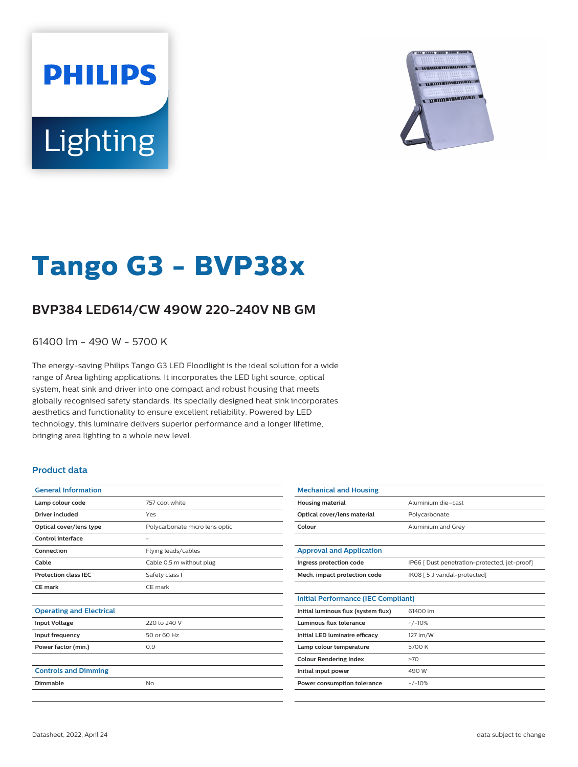PHILIPS

Lighting

# Tango G3 - BVP38x

## BVP384 LED614/CW 490W 220-240V NB GM

61400 lm - 490 W - 5700 K

The energy-saving Philips Tango G3 LED Floodlight is the ideal solution for a wide range of Area lighting applications. It incorporates the LED light source, optical system, heat sink and driver into one compact and robust housing that meets globally recognised safety standards. Its specially designed heat sink incorporates aesthetics and functionality to ensure excellent reliability. Powered by LED technology, this luminaire delivers superior performance and a longer lifetime, bringing area lighting to a whole new level.

### Product data

| General Information | |
|---|---|
| **Lamp colour code** | 757 cool white |
| **Driver included** | Yes |
| **Optical cover/lens type** | Polycarbonate micro lens optic |
| **Control interface** | - |
| **Connection** | Flying leads/cables |
| **Cable** | Cable 0.5 m without plug |
| **Protection class IEC** | Safety class I |
| **CE mark** | CE mark |

| Operating and Electrical | |
|---|---|
| **Input Voltage** | 220 to 240 V |
| **Input frequency** | 50 or 60 Hz |
| **Power factor (min.)** | 0.9 |

| Controls and Dimming | |
|---|---|
| **Dimmable** | No |

| Mechanical and Housing | |
|---|---|
| **Housing material** | Aluminium die-cast |
| **Optical cover/lens material** | Polycarbonate |
| **Colour** | Aluminium and Grey |

| Approval and Application | |
|---|---|
| **Ingress protection code** | IP66 [ Dust penetration-protected, jet-proof] |
| **Mech. impact protection code** | IK08 [ 5 J vandal-protected] |

| Initial Performance (IEC Compliant) | |
|---|---|
| **Initial luminous flux (system flux)** | 61400 lm |
| **Luminous flux tolerance** | +/-10% |
| **Initial LED luminaire efficacy** | 127 lm/W |
| **Lamp colour temperature** | 5700 K |
| **Colour Rendering Index** | >70 |
| **Initial input power** | 490 W |
| **Power consumption tolerance** | +/-10% |

Datasheet, 2022, April 24

data subject to change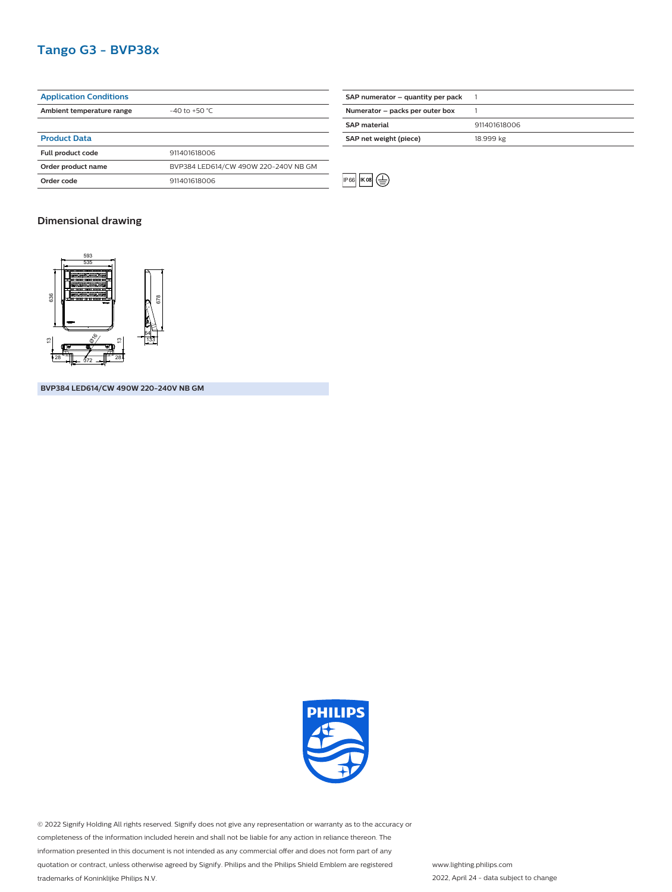# Tango G3 - BVP38x

| Application Conditions | |
|---|---|
| Ambient temperature range | -40 to +50 °C |

| Product Data | |
|---|---|
| Full product code | 911401618006 |
| Order product name | BVP384 LED614/CW 490W 220-240V NB GM |
| Order code | 911401618006 |

| | |
|---|---|
| SAP numerator – quantity per pack | 1 |
| Numerator – packs per outer box | 1 |
| SAP material | 911401618006 |
| SAP net weight (piece) | 18.999 kg |

IP66 IK08

## Dimensional drawing

593
535
636
678
13
Ø16
13
28
372
28
54
133

BVP384 LED614/CW 490W 220-240V NB GM

© 2022 Signify Holding All rights reserved. Signify does not give any representation or warranty as to the accuracy or completeness of the information included herein and shall not be liable for any action in reliance thereon. The information presented in this document is not intended as any commercial offer and does not form part of any quotation or contract, unless otherwise agreed by Signify. Philips and the Philips Shield Emblem are registered trademarks of Koninklijke Philips N.V.

www.lighting.philips.com
2022, April 24 - data subject to change